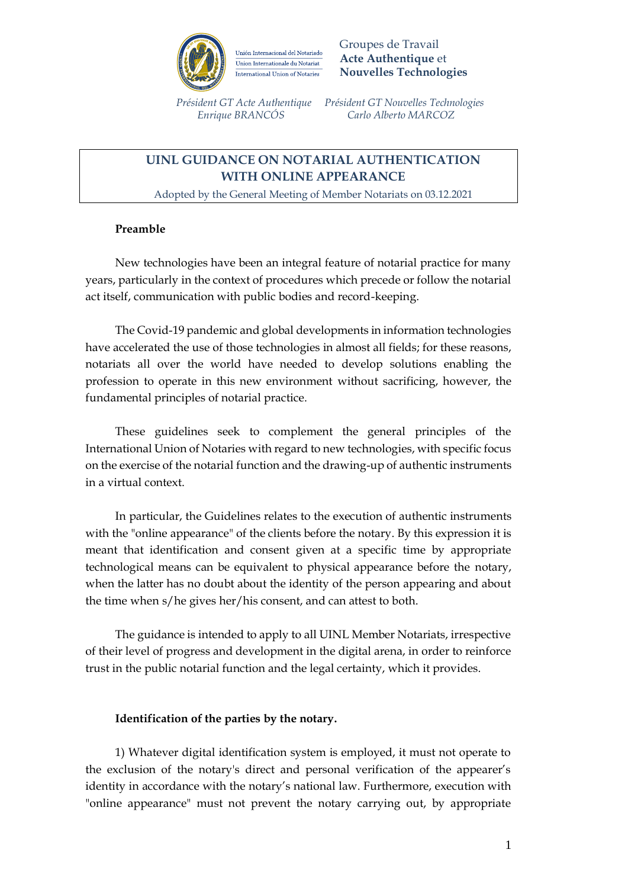Unión Internacional del Notariado
Union Internationale du Notariat
International Union of Notaries

Groupes de Travail
**Acte Authentique** et
**Nouvelles Technologies**

*Président GT Acte Authentique*
*Enrique BRANCÓS*

*Président GT Nouvelles Technologies*
*Carlo Alberto MARCOZ*

# UINL GUIDANCE ON NOTARIAL AUTHENTICATION WITH ONLINE APPEARANCE

Adopted by the General Meeting of Member Notariats on 03.12.2021

**Preamble**

New technologies have been an integral feature of notarial practice for many years, particularly in the context of procedures which precede or follow the notarial act itself, communication with public bodies and record-keeping.

The Covid-19 pandemic and global developments in information technologies have accelerated the use of those technologies in almost all fields; for these reasons, notariats all over the world have needed to develop solutions enabling the profession to operate in this new environment without sacrificing, however, the fundamental principles of notarial practice.

These guidelines seek to complement the general principles of the International Union of Notaries with regard to new technologies, with specific focus on the exercise of the notarial function and the drawing-up of authentic instruments in a virtual context.

In particular, the Guidelines relates to the execution of authentic instruments with the "online appearance" of the clients before the notary. By this expression it is meant that identification and consent given at a specific time by appropriate technological means can be equivalent to physical appearance before the notary, when the latter has no doubt about the identity of the person appearing and about the time when s/he gives her/his consent, and can attest to both.

The guidance is intended to apply to all UINL Member Notariats, irrespective of their level of progress and development in the digital arena, in order to reinforce trust in the public notarial function and the legal certainty, which it provides.

**Identification of the parties by the notary.**

1) Whatever digital identification system is employed, it must not operate to the exclusion of the notary's direct and personal verification of the appearer's identity in accordance with the notary's national law. Furthermore, execution with "online appearance" must not prevent the notary carrying out, by appropriate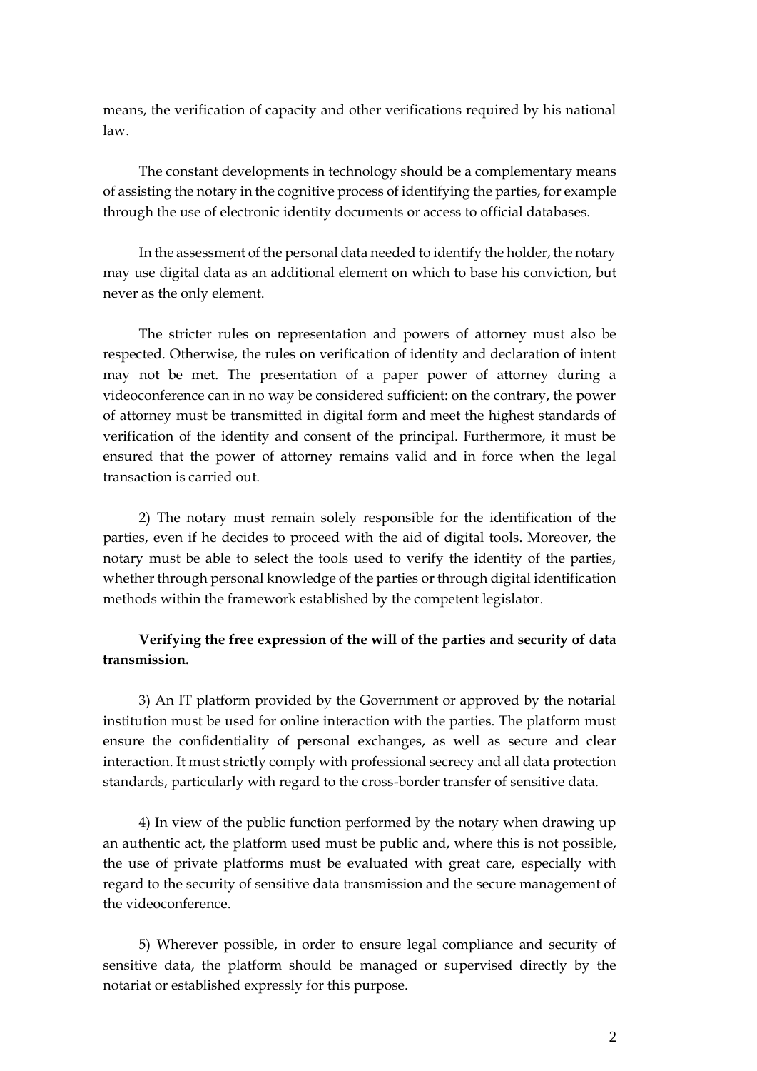means, the verification of capacity and other verifications required by his national law.

The constant developments in technology should be a complementary means of assisting the notary in the cognitive process of identifying the parties, for example through the use of electronic identity documents or access to official databases.

In the assessment of the personal data needed to identify the holder, the notary may use digital data as an additional element on which to base his conviction, but never as the only element.

The stricter rules on representation and powers of attorney must also be respected. Otherwise, the rules on verification of identity and declaration of intent may not be met. The presentation of a paper power of attorney during a videoconference can in no way be considered sufficient: on the contrary, the power of attorney must be transmitted in digital form and meet the highest standards of verification of the identity and consent of the principal. Furthermore, it must be ensured that the power of attorney remains valid and in force when the legal transaction is carried out.

2) The notary must remain solely responsible for the identification of the parties, even if he decides to proceed with the aid of digital tools. Moreover, the notary must be able to select the tools used to verify the identity of the parties, whether through personal knowledge of the parties or through digital identification methods within the framework established by the competent legislator.

**Verifying the free expression of the will of the parties and security of data transmission.**

3) An IT platform provided by the Government or approved by the notarial institution must be used for online interaction with the parties. The platform must ensure the confidentiality of personal exchanges, as well as secure and clear interaction. It must strictly comply with professional secrecy and all data protection standards, particularly with regard to the cross-border transfer of sensitive data.

4) In view of the public function performed by the notary when drawing up an authentic act, the platform used must be public and, where this is not possible, the use of private platforms must be evaluated with great care, especially with regard to the security of sensitive data transmission and the secure management of the videoconference.

5) Wherever possible, in order to ensure legal compliance and security of sensitive data, the platform should be managed or supervised directly by the notariat or established expressly for this purpose.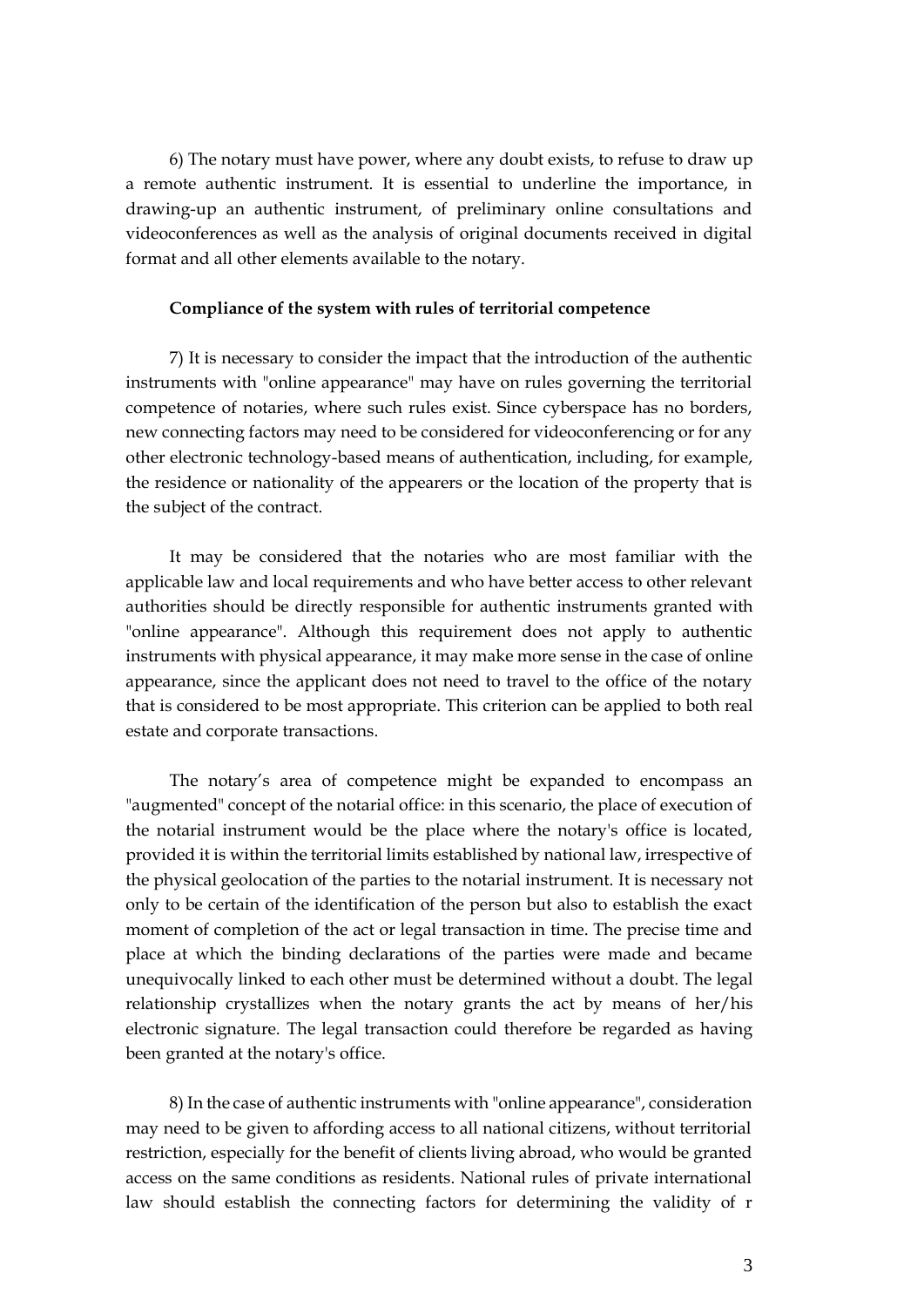6) The notary must have power, where any doubt exists, to refuse to draw up a remote authentic instrument. It is essential to underline the importance, in drawing-up an authentic instrument, of preliminary online consultations and videoconferences as well as the analysis of original documents received in digital format and all other elements available to the notary.

**Compliance of the system with rules of territorial competence**

7) It is necessary to consider the impact that the introduction of the authentic instruments with "online appearance" may have on rules governing the territorial competence of notaries, where such rules exist. Since cyberspace has no borders, new connecting factors may need to be considered for videoconferencing or for any other electronic technology-based means of authentication, including, for example, the residence or nationality of the appearers or the location of the property that is the subject of the contract.

It may be considered that the notaries who are most familiar with the applicable law and local requirements and who have better access to other relevant authorities should be directly responsible for authentic instruments granted with "online appearance". Although this requirement does not apply to authentic instruments with physical appearance, it may make more sense in the case of online appearance, since the applicant does not need to travel to the office of the notary that is considered to be most appropriate. This criterion can be applied to both real estate and corporate transactions.

The notary's area of competence might be expanded to encompass an "augmented" concept of the notarial office: in this scenario, the place of execution of the notarial instrument would be the place where the notary's office is located, provided it is within the territorial limits established by national law, irrespective of the physical geolocation of the parties to the notarial instrument. It is necessary not only to be certain of the identification of the person but also to establish the exact moment of completion of the act or legal transaction in time. The precise time and place at which the binding declarations of the parties were made and became unequivocally linked to each other must be determined without a doubt. The legal relationship crystallizes when the notary grants the act by means of her/his electronic signature. The legal transaction could therefore be regarded as having been granted at the notary's office.

8) In the case of authentic instruments with "online appearance", consideration may need to be given to affording access to all national citizens, without territorial restriction, especially for the benefit of clients living abroad, who would be granted access on the same conditions as residents. National rules of private international law should establish the connecting factors for determining the validity of r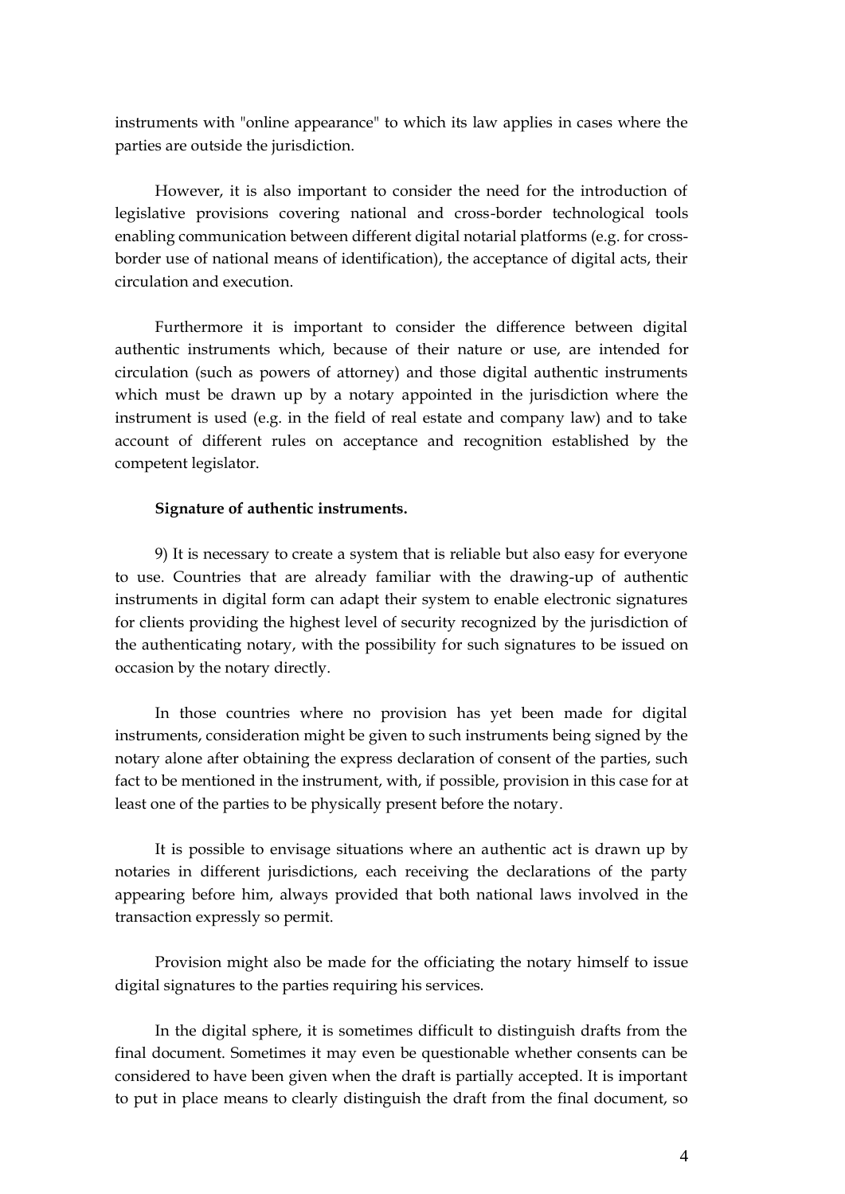instruments with "online appearance" to which its law applies in cases where the parties are outside the jurisdiction.

However, it is also important to consider the need for the introduction of legislative provisions covering national and cross-border technological tools enabling communication between different digital notarial platforms (e.g. for cross-border use of national means of identification), the acceptance of digital acts, their circulation and execution.

Furthermore it is important to consider the difference between digital authentic instruments which, because of their nature or use, are intended for circulation (such as powers of attorney) and those digital authentic instruments which must be drawn up by a notary appointed in the jurisdiction where the instrument is used (e.g. in the field of real estate and company law) and to take account of different rules on acceptance and recognition established by the competent legislator.

**Signature of authentic instruments.**

9) It is necessary to create a system that is reliable but also easy for everyone to use. Countries that are already familiar with the drawing-up of authentic instruments in digital form can adapt their system to enable electronic signatures for clients providing the highest level of security recognized by the jurisdiction of the authenticating notary, with the possibility for such signatures to be issued on occasion by the notary directly.

In those countries where no provision has yet been made for digital instruments, consideration might be given to such instruments being signed by the notary alone after obtaining the express declaration of consent of the parties, such fact to be mentioned in the instrument, with, if possible, provision in this case for at least one of the parties to be physically present before the notary.

It is possible to envisage situations where an authentic act is drawn up by notaries in different jurisdictions, each receiving the declarations of the party appearing before him, always provided that both national laws involved in the transaction expressly so permit.

Provision might also be made for the officiating the notary himself to issue digital signatures to the parties requiring his services.

In the digital sphere, it is sometimes difficult to distinguish drafts from the final document. Sometimes it may even be questionable whether consents can be considered to have been given when the draft is partially accepted. It is important to put in place means to clearly distinguish the draft from the final document, so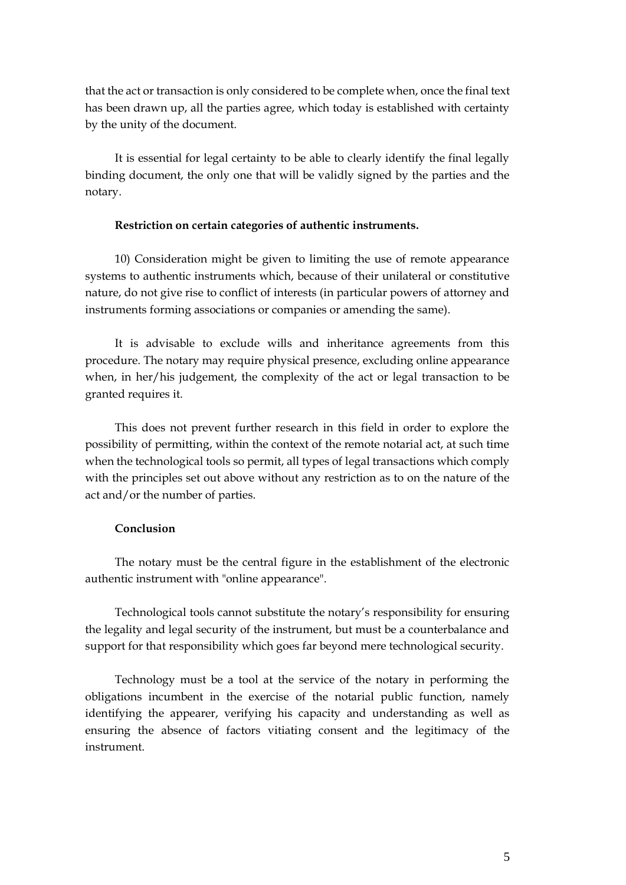that the act or transaction is only considered to be complete when, once the final text has been drawn up, all the parties agree, which today is established with certainty by the unity of the document.

It is essential for legal certainty to be able to clearly identify the final legally binding document, the only one that will be validly signed by the parties and the notary.

**Restriction on certain categories of authentic instruments.**

10) Consideration might be given to limiting the use of remote appearance systems to authentic instruments which, because of their unilateral or constitutive nature, do not give rise to conflict of interests (in particular powers of attorney and instruments forming associations or companies or amending the same).

It is advisable to exclude wills and inheritance agreements from this procedure. The notary may require physical presence, excluding online appearance when, in her/his judgement, the complexity of the act or legal transaction to be granted requires it.

This does not prevent further research in this field in order to explore the possibility of permitting, within the context of the remote notarial act, at such time when the technological tools so permit, all types of legal transactions which comply with the principles set out above without any restriction as to on the nature of the act and/or the number of parties.

**Conclusion**

The notary must be the central figure in the establishment of the electronic authentic instrument with "online appearance".

Technological tools cannot substitute the notary's responsibility for ensuring the legality and legal security of the instrument, but must be a counterbalance and support for that responsibility which goes far beyond mere technological security.

Technology must be a tool at the service of the notary in performing the obligations incumbent in the exercise of the notarial public function, namely identifying the appearer, verifying his capacity and understanding as well as ensuring the absence of factors vitiating consent and the legitimacy of the instrument.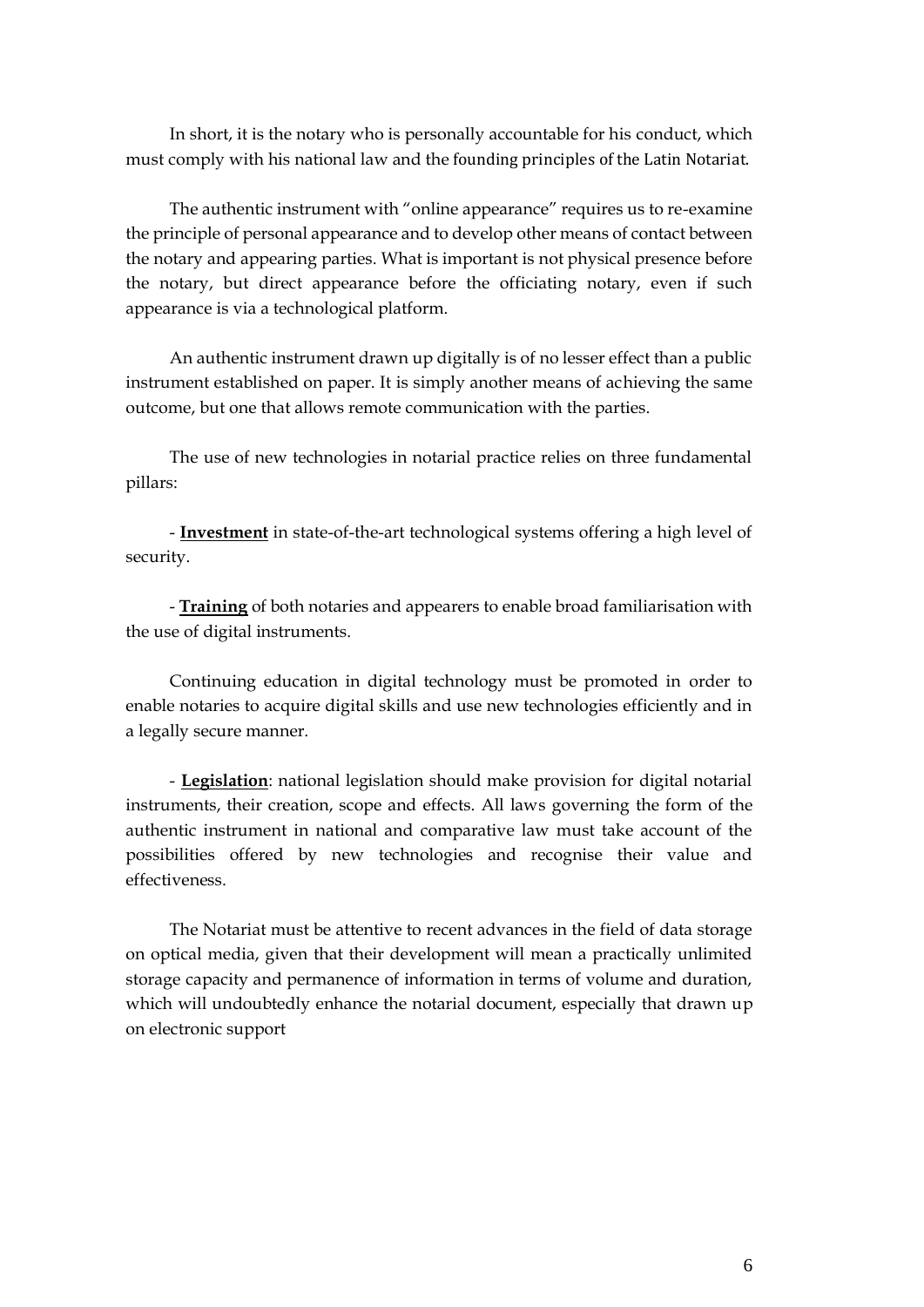In short, it is the notary who is personally accountable for his conduct, which must comply with his national law and the founding principles of the Latin Notariat.

The authentic instrument with "online appearance" requires us to re-examine the principle of personal appearance and to develop other means of contact between the notary and appearing parties. What is important is not physical presence before the notary, but direct appearance before the officiating notary, even if such appearance is via a technological platform.

An authentic instrument drawn up digitally is of no lesser effect than a public instrument established on paper. It is simply another means of achieving the same outcome, but one that allows remote communication with the parties.

The use of new technologies in notarial practice relies on three fundamental pillars:

- **Investment** in state-of-the-art technological systems offering a high level of security.

- **Training** of both notaries and appearers to enable broad familiarisation with the use of digital instruments.

Continuing education in digital technology must be promoted in order to enable notaries to acquire digital skills and use new technologies efficiently and in a legally secure manner.

- **Legislation**: national legislation should make provision for digital notarial instruments, their creation, scope and effects. All laws governing the form of the authentic instrument in national and comparative law must take account of the possibilities offered by new technologies and recognise their value and effectiveness.

The Notariat must be attentive to recent advances in the field of data storage on optical media, given that their development will mean a practically unlimited storage capacity and permanence of information in terms of volume and duration, which will undoubtedly enhance the notarial document, especially that drawn up on electronic support